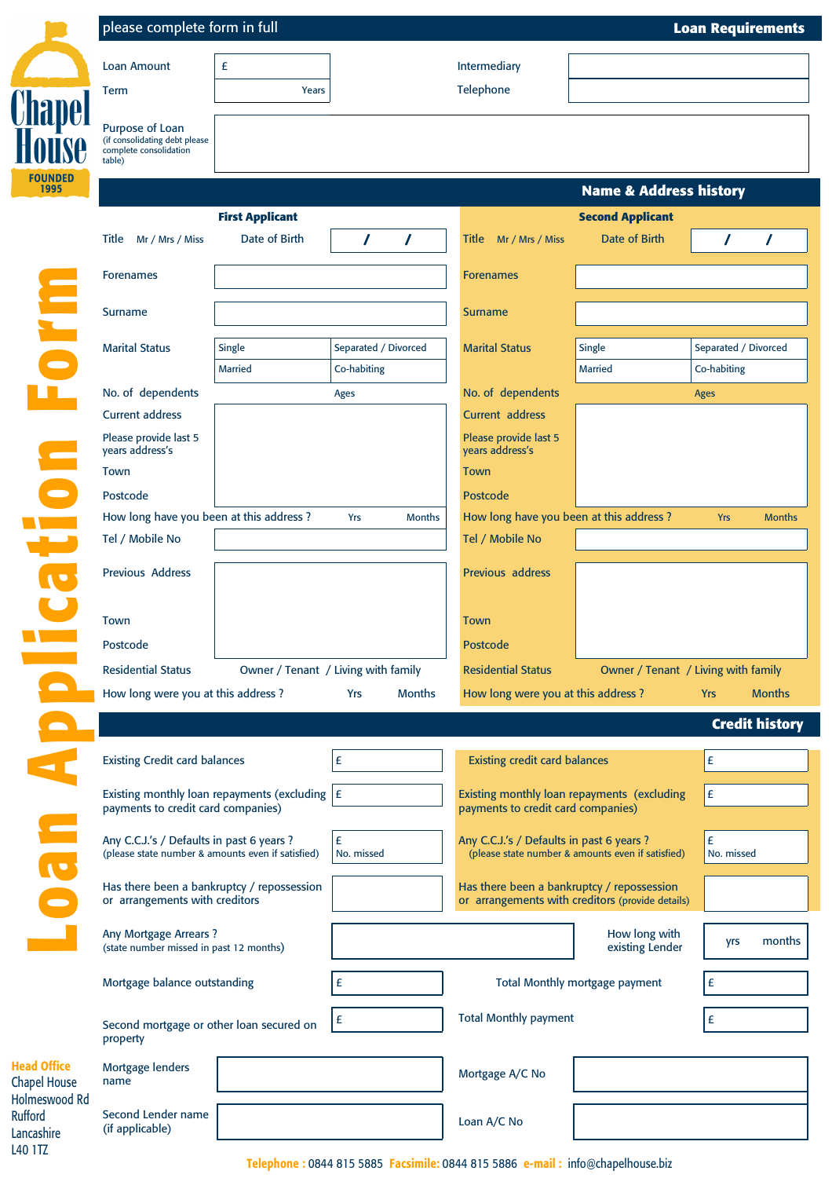# Chapel House

FOUNDED 1995

# Loan Application Form

please complete form in full

## Loan Requirements

| | | | |
|---|---|---|---|
| Loan Amount | £ | Intermediary | |
| Term | Years | Telephone | |
| Purpose of Loan (if consolidating debt please complete consolidation table) | | | |

## Name & Address history

| First Applicant | | Second Applicant | |
|---|---|---|---|
| Title Mr / Mrs / Miss | Date of Birth / / | Title Mr / Mrs / Miss | Date of Birth / / |
| Forenames | | Forenames | |
| Surname | | Surname | |
| Marital Status | Single / Separated / Divorced / Married / Co-habiting | Marital Status | Single / Separated / Divorced / Married / Co-habiting |
| No. of dependents | Ages | No. of dependents | Ages |
| Current address<br>Please provide last 5 years address's<br>Town<br>Postcode | | Current address<br>Please provide last 5 years address's<br>Town<br>Postcode | |
| How long have you been at this address ? | Yrs Months | How long have you been at this address ? | Yrs Months |
| Tel / Mobile No | | Tel / Mobile No | |
| Previous Address<br>Town<br>Postcode | | Previous address<br>Town<br>Postcode | |
| Residential Status | Owner / Tenant / Living with family | Residential Status | Owner / Tenant / Living with family |
| How long were you at this address ? | Yrs Months | How long were you at this address ? | Yrs Months |

## Credit history

| First Applicant | | Second Applicant | |
|---|---|---|---|
| Existing Credit card balances | £ | Existing credit card balances | £ |
| Existing monthly loan repayments (excluding payments to credit card companies) | £ | Existing monthly loan repayments (excluding payments to credit card companies) | £ |
| Any C.C.J.'s / Defaults in past 6 years ? (please state number & amounts even if satisfied) | £ No. missed | Any C.C.J.'s / Defaults in past 6 years ? (please state number & amounts even if satisfied) | £ No. missed |
| Has there been a bankruptcy / repossession or arrangements with creditors | | Has there been a bankruptcy / repossession or arrangements with creditors (provide details) | |

| | | | |
|---|---|---|---|
| Any Mortgage Arrears ? (state number missed in past 12 months) | | How long with existing Lender | yrs months |
| Mortgage balance outstanding | £ | Total Monthly mortgage payment | £ |
| Second mortgage or other loan secured on property | £ | Total Monthly payment | £ |
| Mortgage lenders name | | Mortgage A/C No | |
| Second Lender name (if applicable) | | Loan A/C No | |

**Head Office**
Chapel House
Holmeswood Rd
Rufford
Lancashire
L40 1TZ

**Telephone :** 0844 815 5885 **Facsimile:** 0844 815 5886 **e-mail :** info@chapelhouse.biz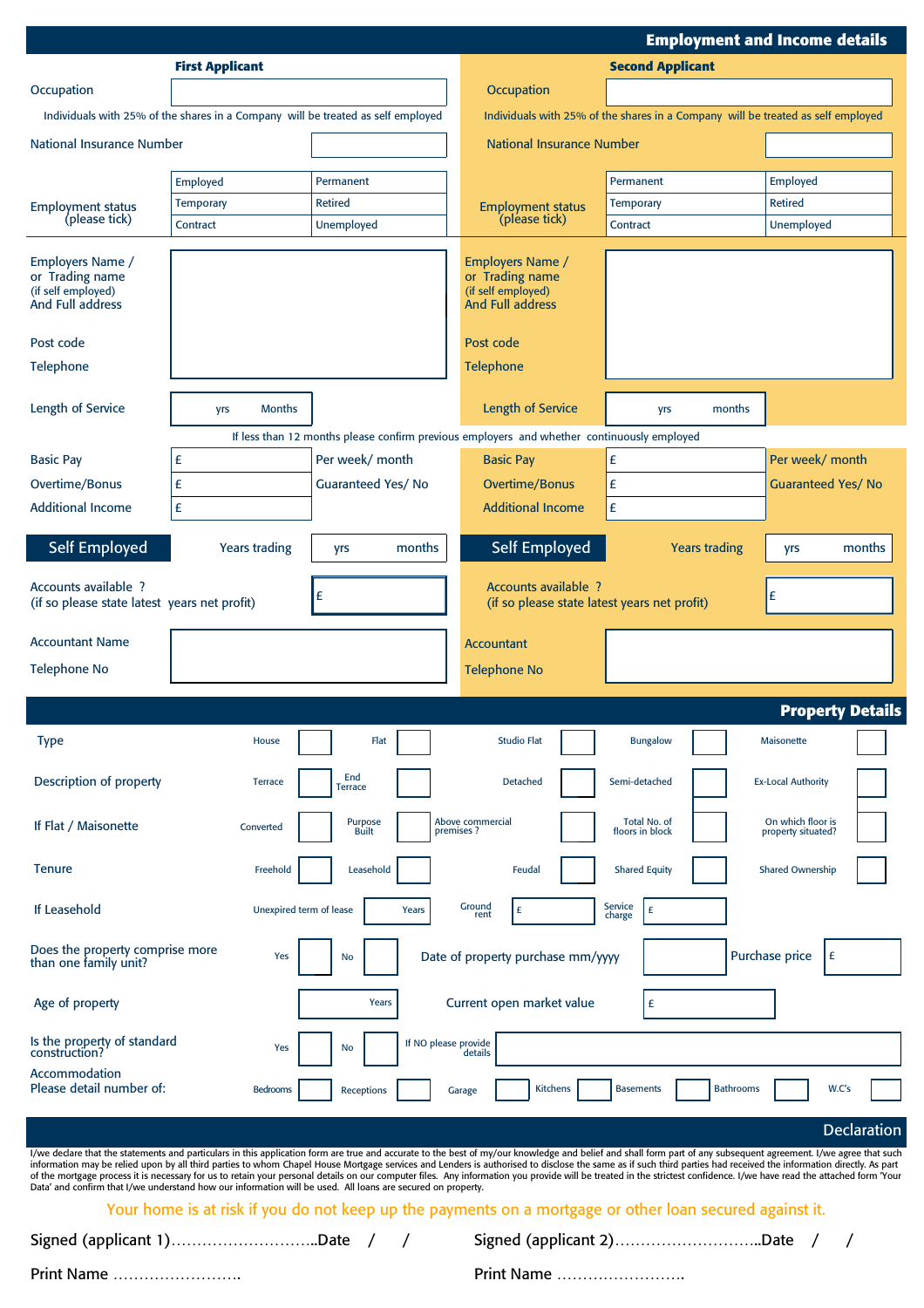## Employment and Income details

### First Applicant

| | |
|---|---|
| Occupation | |

Individuals with 25% of the shares in a Company will be treated as self employed

| | |
|---|---|
| National Insurance Number | |

Employment status (please tick)

| | |
|---|---|
| Employed | Permanent |
| Temporary | Retired |
| Contract | Unemployed |

| | |
|---|---|
| Employers Name / or Trading name (if self employed) And Full address | |
| Post code | |
| Telephone | |
| Length of Service | yrs Months |

### Second Applicant

| | |
|---|---|
| Occupation | |

Individuals with 25% of the shares in a Company will be treated as self employed

| | |
|---|---|
| National Insurance Number | |

Employment status (please tick)

| | |
|---|---|
| Permanent | Employed |
| Temporary | Retired |
| Contract | Unemployed |

| | |
|---|---|
| Employers Name / or Trading name (if self employed) And Full address | |
| Post code | |
| Telephone | |
| Length of Service | yrs months |

If less than 12 months please confirm previous employers and whether continuously employed

| First Applicant | | | Second Applicant | | |
|---|---|---|---|---|---|
| Basic Pay | £ | Per week/ month | Basic Pay | £ | Per week/ month |
| Overtime/Bonus | £ | Guaranteed Yes/ No | Overtime/Bonus | £ | Guaranteed Yes/ No |
| Additional Income | £ | | Additional Income | £ | |

**Self Employed** (First Applicant)

| | |
|---|---|
| Years trading | yrs months |
| Accounts available ? (if so please state latest years net profit) | £ |
| Accountant Name | |
| Telephone No | |

**Self Employed** (Second Applicant)

| | |
|---|---|
| Years trading | yrs months |
| Accounts available ? (if so please state latest years net profit) | £ |
| Accountant | |
| Telephone No | |

## Property Details

| | | | | | | | | | | |
|---|---|---|---|---|---|---|---|---|---|---|
| Type | House | | Flat | | Studio Flat | | Bungalow | | Maisonette | |
| Description of property | Terrace | | End Terrace | | Detached | | Semi-detached | | Ex-Local Authority | |
| If Flat / Maisonette | Converted | | Purpose Built | | Above commercial premises ? | | Total No. of floors in block | | On which floor is property situated? | |
| Tenure | Freehold | | Leasehold | | Feudal | | Shared Equity | | Shared Ownership | |

| | | | | | | |
|---|---|---|---|---|---|---|
| If Leasehold | Unexpired term of lease | Years | Ground rent | £ | Service charge | £ |

| | | | | | | |
|---|---|---|---|---|---|---|
| Does the property comprise more than one family unit? | Yes | No | Date of property purchase mm/yyyy | | Purchase price | £ |
| Age of property | Years | | Current open market value | £ | | |
| Is the property of standard construction? | Yes | No | If NO please provide details | | | |

Accommodation
Please detail number of:

| | | | | | | |
|---|---|---|---|---|---|---|
| Bedrooms | Receptions | Garage | Kitchens | Basements | Bathrooms | W.C's |
| | | | | | | |

## Declaration

I/we declare that the statements and particulars in this application form are true and accurate to the best of my/our knowledge and belief and shall form part of any subsequent agreement. I/we agree that such information may be relied upon by all third parties to whom Chapel House Mortgage services and Lenders is authorised to disclose the same as if such third parties had received the information directly. As part of the mortgage process it is necessary for us to retain your personal details on our computer files. Any information you provide will be treated in the strictest confidence. I/we have read the attached form 'Your Data' and confirm that I/we understand how our information will be used. All loans are secured on property.

**Your home is at risk if you do not keep up the payments on a mortgage or other loan secured against it.**

Signed (applicant 1)………………………..Date / /

Print Name …………………….

Signed (applicant 2)………………………..Date / /

Print Name …………………….